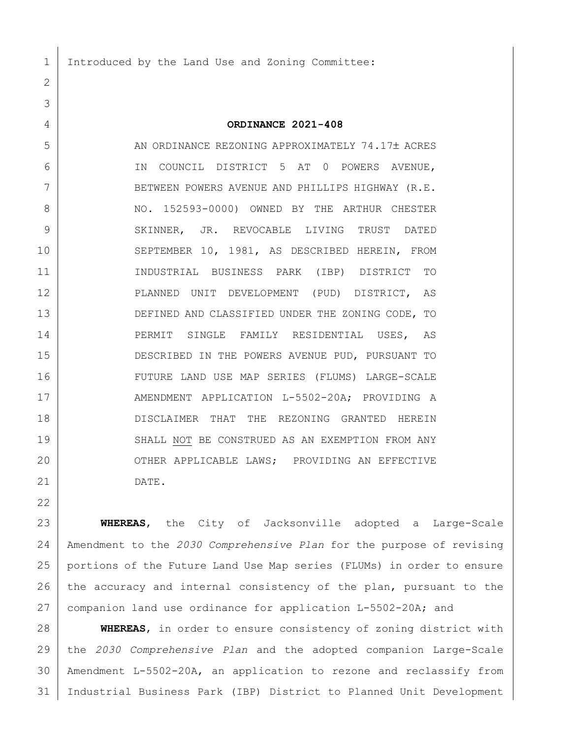Introduced by the Land Use and Zoning Committee:

**ORDINANCE 2021-408**

AN ORDINANCE REZONING APPROXIMATELY 74.17± ACRES IN COUNCIL DISTRICT 5 AT 0 POWERS AVENUE, BETWEEN POWERS AVENUE AND PHILLIPS HIGHWAY (R.E. NO. 152593-0000) OWNED BY THE ARTHUR CHESTER SKINNER, JR. REVOCABLE LIVING TRUST DATED SEPTEMBER 10, 1981, AS DESCRIBED HEREIN, FROM INDUSTRIAL BUSINESS PARK (IBP) DISTRICT TO PLANNED UNIT DEVELOPMENT (PUD) DISTRICT, AS DEFINED AND CLASSIFIED UNDER THE ZONING CODE, TO PERMIT SINGLE FAMILY RESIDENTIAL USES, AS DESCRIBED IN THE POWERS AVENUE PUD, PURSUANT TO FUTURE LAND USE MAP SERIES (FLUMS) LARGE-SCALE AMENDMENT APPLICATION L-5502-20A; PROVIDING A DISCLAIMER THAT THE REZONING GRANTED HEREIN SHALL NOT BE CONSTRUED AS AN EXEMPTION FROM ANY OTHER APPLICABLE LAWS; PROVIDING AN EFFECTIVE DATE.

**WHEREAS**, the City of Jacksonville adopted a Large-Scale Amendment to the *2030 Comprehensive Plan* for the purpose of revising portions of the Future Land Use Map series (FLUMs) in order to ensure the accuracy and internal consistency of the plan, pursuant to the companion land use ordinance for application L-5502-20A; and

**WHEREAS**, in order to ensure consistency of zoning district with the *2030 Comprehensive Plan* and the adopted companion Large-Scale Amendment L-5502-20A, an application to rezone and reclassify from Industrial Business Park (IBP) District to Planned Unit Development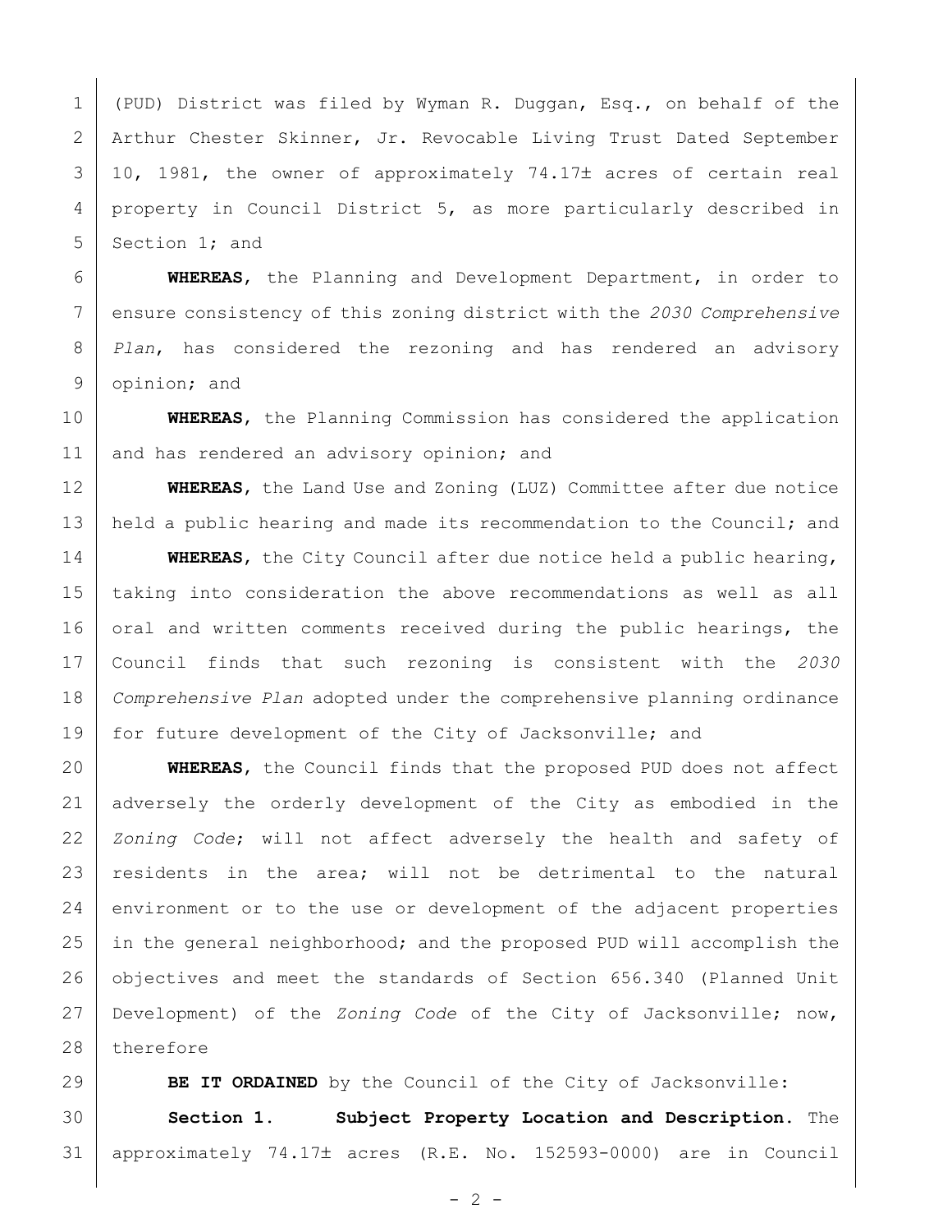(PUD) District was filed by Wyman R. Duggan, Esq., on behalf of the Arthur Chester Skinner, Jr. Revocable Living Trust Dated September 10, 1981, the owner of approximately 74.17± acres of certain real property in Council District 5, as more particularly described in Section 1; and

**WHEREAS**, the Planning and Development Department, in order to ensure consistency of this zoning district with the *2030 Comprehensive Plan*, has considered the rezoning and has rendered an advisory opinion; and

**WHEREAS**, the Planning Commission has considered the application and has rendered an advisory opinion; and

**WHEREAS**, the Land Use and Zoning (LUZ) Committee after due notice held a public hearing and made its recommendation to the Council; and

**WHEREAS**, the City Council after due notice held a public hearing, taking into consideration the above recommendations as well as all oral and written comments received during the public hearings, the Council finds that such rezoning is consistent with the *2030 Comprehensive Plan* adopted under the comprehensive planning ordinance for future development of the City of Jacksonville; and

**WHEREAS**, the Council finds that the proposed PUD does not affect adversely the orderly development of the City as embodied in the *Zoning Code*; will not affect adversely the health and safety of residents in the area; will not be detrimental to the natural environment or to the use or development of the adjacent properties in the general neighborhood; and the proposed PUD will accomplish the objectives and meet the standards of Section 656.340 (Planned Unit Development) of the *Zoning Code* of the City of Jacksonville; now, therefore

**BE IT ORDAINED** by the Council of the City of Jacksonville:

**Section 1. Subject Property Location and Description.** The approximately 74.17± acres (R.E. No. 152593-0000) are in Council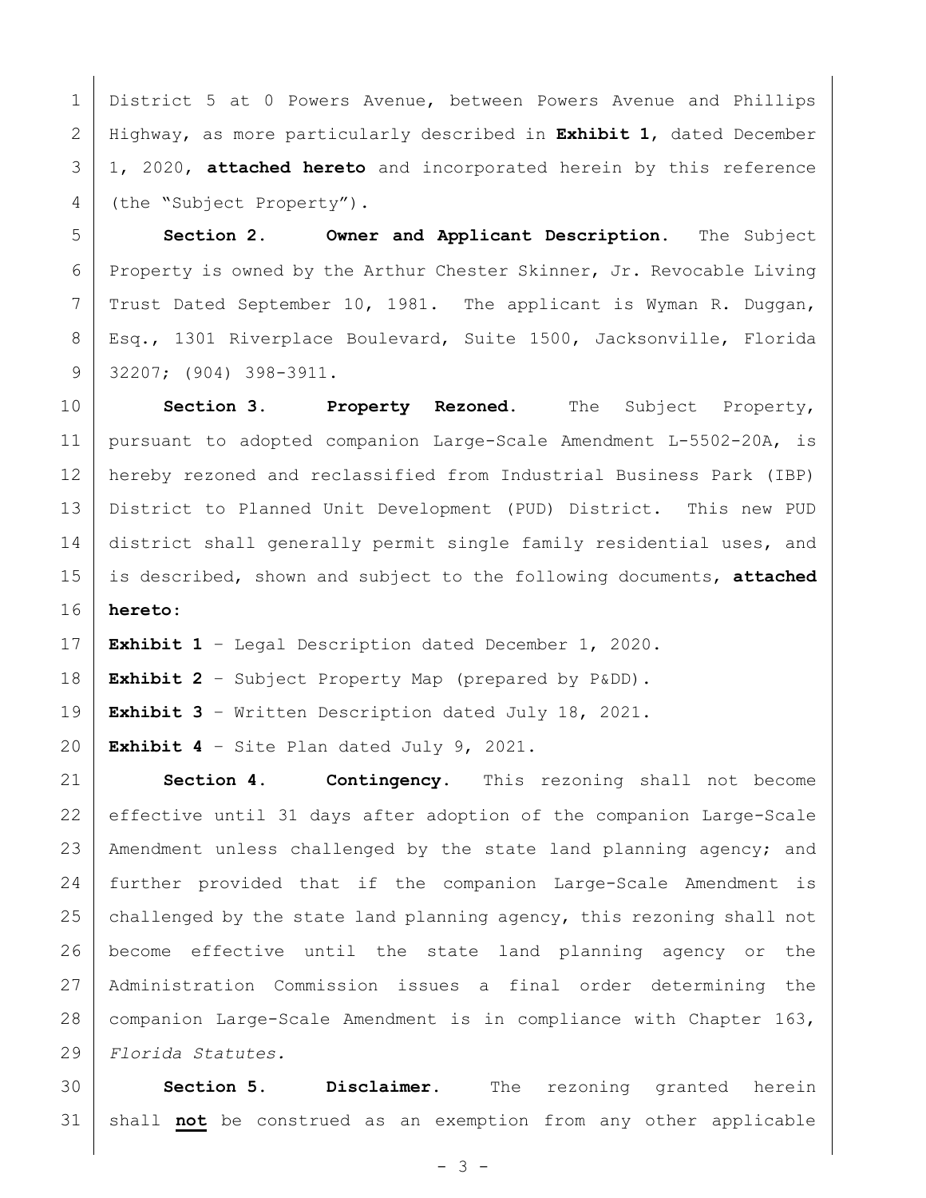District 5 at 0 Powers Avenue, between Powers Avenue and Phillips Highway, as more particularly described in **Exhibit 1**, dated December 1, 2020, **attached hereto** and incorporated herein by this reference (the "Subject Property").

**Section 2. Owner and Applicant Description.** The Subject Property is owned by the Arthur Chester Skinner, Jr. Revocable Living Trust Dated September 10, 1981. The applicant is Wyman R. Duggan, Esq., 1301 Riverplace Boulevard, Suite 1500, Jacksonville, Florida 32207; (904) 398-3911.

**Section 3. Property Rezoned.** The Subject Property, pursuant to adopted companion Large-Scale Amendment L-5502-20A, is hereby rezoned and reclassified from Industrial Business Park (IBP) District to Planned Unit Development (PUD) District. This new PUD district shall generally permit single family residential uses, and is described, shown and subject to the following documents, **attached hereto**:

**Exhibit 1** – Legal Description dated December 1, 2020.

**Exhibit 2** – Subject Property Map (prepared by P&DD).

**Exhibit 3** – Written Description dated July 18, 2021.

**Exhibit 4** – Site Plan dated July 9, 2021.

**Section 4. Contingency.** This rezoning shall not become effective until 31 days after adoption of the companion Large-Scale Amendment unless challenged by the state land planning agency; and further provided that if the companion Large-Scale Amendment is challenged by the state land planning agency, this rezoning shall not become effective until the state land planning agency or the Administration Commission issues a final order determining the companion Large-Scale Amendment is in compliance with Chapter 163, *Florida Statutes.*

**Section 5. Disclaimer.** The rezoning granted herein shall **not** be construed as an exemption from any other applicable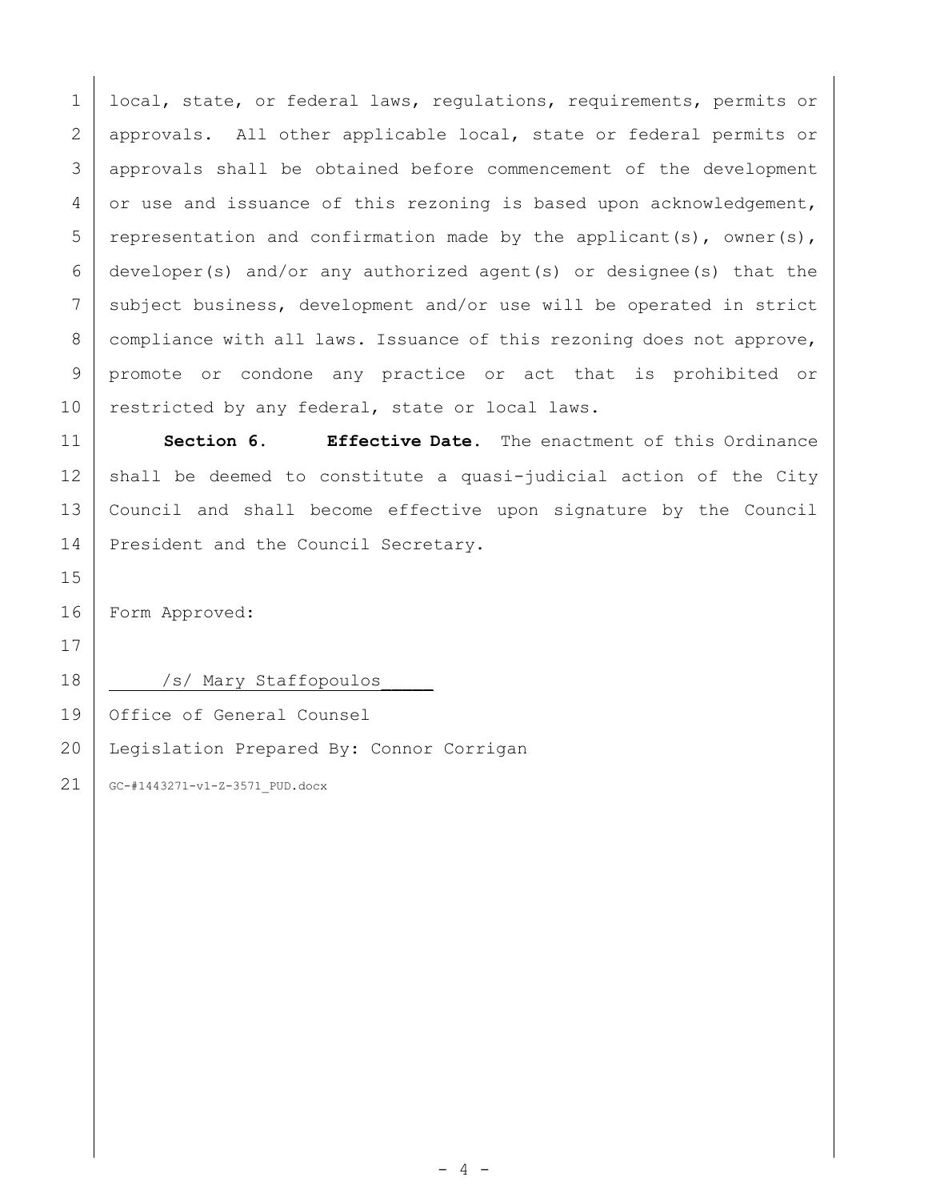local, state, or federal laws, regulations, requirements, permits or approvals. All other applicable local, state or federal permits or approvals shall be obtained before commencement of the development or use and issuance of this rezoning is based upon acknowledgement, representation and confirmation made by the applicant(s), owner(s), developer(s) and/or any authorized agent(s) or designee(s) that the subject business, development and/or use will be operated in strict compliance with all laws. Issuance of this rezoning does not approve, promote or condone any practice or act that is prohibited or restricted by any federal, state or local laws.

**Section 6. Effective Date.** The enactment of this Ordinance shall be deemed to constitute a quasi-judicial action of the City Council and shall become effective upon signature by the Council President and the Council Secretary.

Form Approved:

/s/ Mary Staffopoulos

Office of General Counsel

Legislation Prepared By: Connor Corrigan

GC-#1443271-v1-Z-3571_PUD.docx